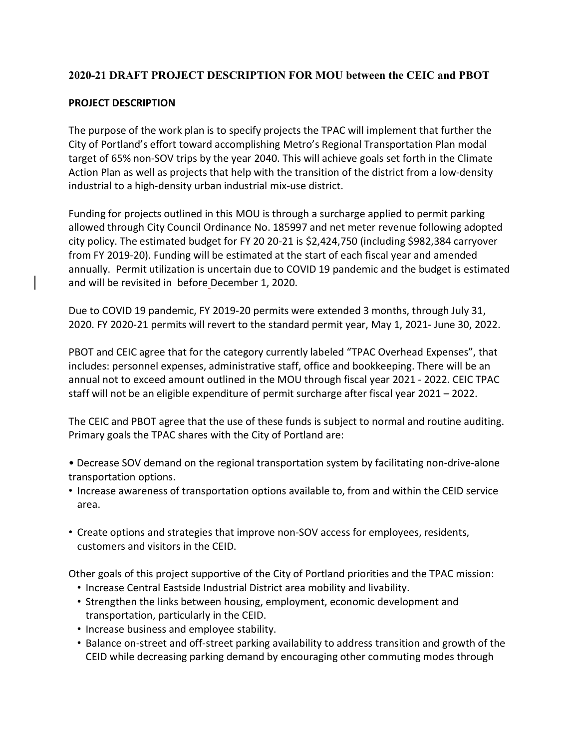## 2020-21 DRAFT PROJECT DESCRIPTION FOR MOU between the CEIC and PBOT

**PROJECT DESCRIPTION**

The purpose of the work plan is to specify projects the TPAC will implement that further the City of Portland's effort toward accomplishing Metro's Regional Transportation Plan modal target of 65% non-SOV trips by the year 2040. This will achieve goals set forth in the Climate Action Plan as well as projects that help with the transition of the district from a low-density industrial to a high-density urban industrial mix-use district.

Funding for projects outlined in this MOU is through a surcharge applied to permit parking allowed through City Council Ordinance No. 185997 and net meter revenue following adopted city policy. The estimated budget for FY 20 20-21 is $2,424,750 (including $982,384 carryover from FY 2019-20). Funding will be estimated at the start of each fiscal year and amended annually. Permit utilization is uncertain due to COVID 19 pandemic and the budget is estimated and will be revisited in before December 1, 2020.

Due to COVID 19 pandemic, FY 2019-20 permits were extended 3 months, through July 31, 2020. FY 2020-21 permits will revert to the standard permit year, May 1, 2021- June 30, 2022.

PBOT and CEIC agree that for the category currently labeled "TPAC Overhead Expenses", that includes: personnel expenses, administrative staff, office and bookkeeping. There will be an annual not to exceed amount outlined in the MOU through fiscal year 2021 - 2022. CEIC TPAC staff will not be an eligible expenditure of permit surcharge after fiscal year 2021 – 2022.

The CEIC and PBOT agree that the use of these funds is subject to normal and routine auditing. Primary goals the TPAC shares with the City of Portland are:

- Decrease SOV demand on the regional transportation system by facilitating non-drive-alone transportation options.
- Increase awareness of transportation options available to, from and within the CEID service area.
- Create options and strategies that improve non-SOV access for employees, residents, customers and visitors in the CEID.

Other goals of this project supportive of the City of Portland priorities and the TPAC mission:

- Increase Central Eastside Industrial District area mobility and livability.
- Strengthen the links between housing, employment, economic development and transportation, particularly in the CEID.
- Increase business and employee stability.
- Balance on-street and off-street parking availability to address transition and growth of the CEID while decreasing parking demand by encouraging other commuting modes through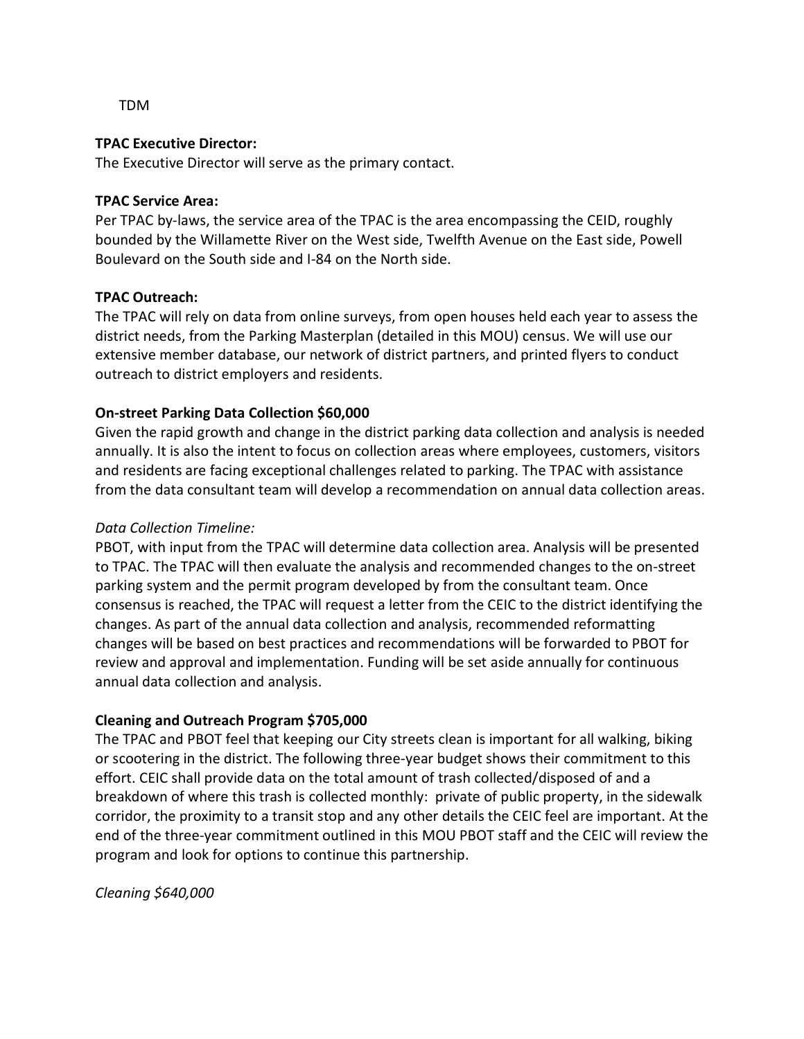TDM

**TPAC Executive Director:**
The Executive Director will serve as the primary contact.

**TPAC Service Area:**
Per TPAC by-laws, the service area of the TPAC is the area encompassing the CEID, roughly bounded by the Willamette River on the West side, Twelfth Avenue on the East side, Powell Boulevard on the South side and I-84 on the North side.

**TPAC Outreach:**
The TPAC will rely on data from online surveys, from open houses held each year to assess the district needs, from the Parking Masterplan (detailed in this MOU) census. We will use our extensive member database, our network of district partners, and printed flyers to conduct outreach to district employers and residents.

**On-street Parking Data Collection $60,000**
Given the rapid growth and change in the district parking data collection and analysis is needed annually. It is also the intent to focus on collection areas where employees, customers, visitors and residents are facing exceptional challenges related to parking. The TPAC with assistance from the data consultant team will develop a recommendation on annual data collection areas.

*Data Collection Timeline:*
PBOT, with input from the TPAC will determine data collection area. Analysis will be presented to TPAC. The TPAC will then evaluate the analysis and recommended changes to the on-street parking system and the permit program developed by from the consultant team. Once consensus is reached, the TPAC will request a letter from the CEIC to the district identifying the changes. As part of the annual data collection and analysis, recommended reformatting changes will be based on best practices and recommendations will be forwarded to PBOT for review and approval and implementation. Funding will be set aside annually for continuous annual data collection and analysis.

**Cleaning and Outreach Program $705,000**
The TPAC and PBOT feel that keeping our City streets clean is important for all walking, biking or scootering in the district. The following three-year budget shows their commitment to this effort. CEIC shall provide data on the total amount of trash collected/disposed of and a breakdown of where this trash is collected monthly: private of public property, in the sidewalk corridor, the proximity to a transit stop and any other details the CEIC feel are important. At the end of the three-year commitment outlined in this MOU PBOT staff and the CEIC will review the program and look for options to continue this partnership.

*Cleaning $640,000*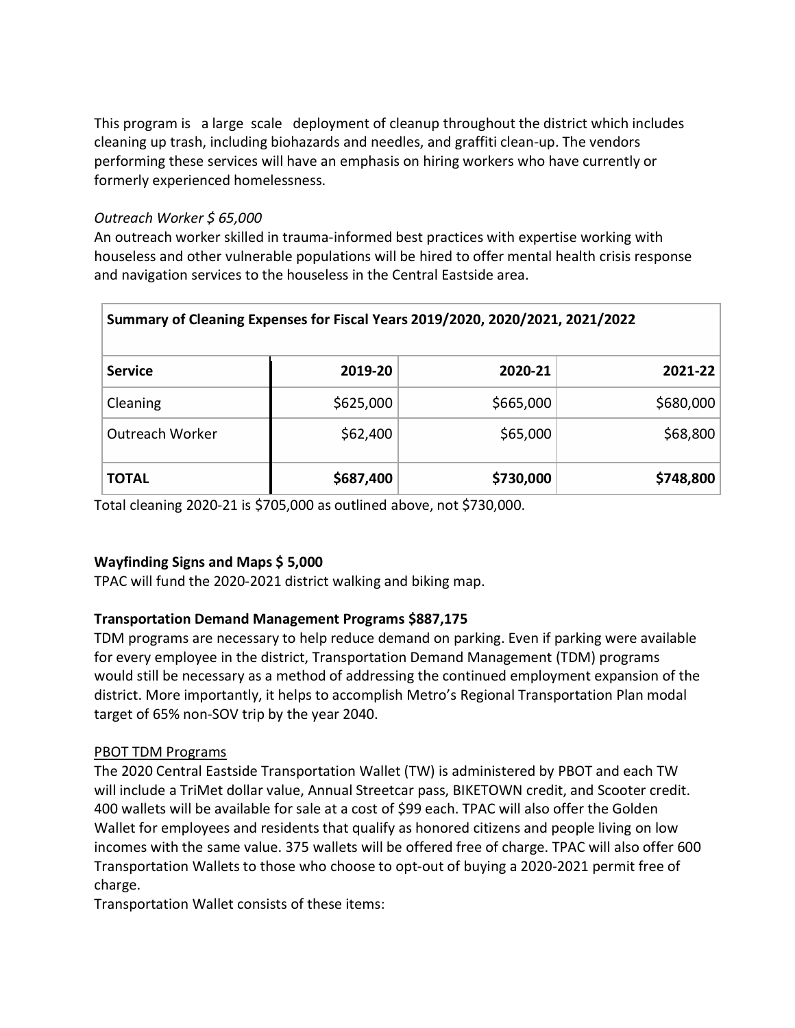This program is a large scale deployment of cleanup throughout the district which includes cleaning up trash, including biohazards and needles, and graffiti clean-up. The vendors performing these services will have an emphasis on hiring workers who have currently or formerly experienced homelessness.

*Outreach Worker $ 65,000*

An outreach worker skilled in trauma-informed best practices with expertise working with houseless and other vulnerable populations will be hired to offer mental health crisis response and navigation services to the houseless in the Central Eastside area.

| **Summary of Cleaning Expenses for Fiscal Years 2019/2020, 2020/2021, 2021/2022** | | | |
|---|---|---|---|
| **Service** | **2019-20** | **2020-21** | **2021-22** |
| Cleaning | $625,000 | $665,000 | $680,000 |
| Outreach Worker | $62,400 | $65,000 | $68,800 |
| **TOTAL** | **$687,400** | **$730,000** | **$748,800** |

Total cleaning 2020-21 is $705,000 as outlined above, not $730,000.

**Wayfinding Signs and Maps $ 5,000**

TPAC will fund the 2020-2021 district walking and biking map.

**Transportation Demand Management Programs $887,175**

TDM programs are necessary to help reduce demand on parking. Even if parking were available for every employee in the district, Transportation Demand Management (TDM) programs would still be necessary as a method of addressing the continued employment expansion of the district. More importantly, it helps to accomplish Metro's Regional Transportation Plan modal target of 65% non-SOV trip by the year 2040.

<u>PBOT TDM Programs</u>

The 2020 Central Eastside Transportation Wallet (TW) is administered by PBOT and each TW will include a TriMet dollar value, Annual Streetcar pass, BIKETOWN credit, and Scooter credit. 400 wallets will be available for sale at a cost of $99 each. TPAC will also offer the Golden Wallet for employees and residents that qualify as honored citizens and people living on low incomes with the same value. 375 wallets will be offered free of charge. TPAC will also offer 600 Transportation Wallets to those who choose to opt-out of buying a 2020-2021 permit free of charge.

Transportation Wallet consists of these items: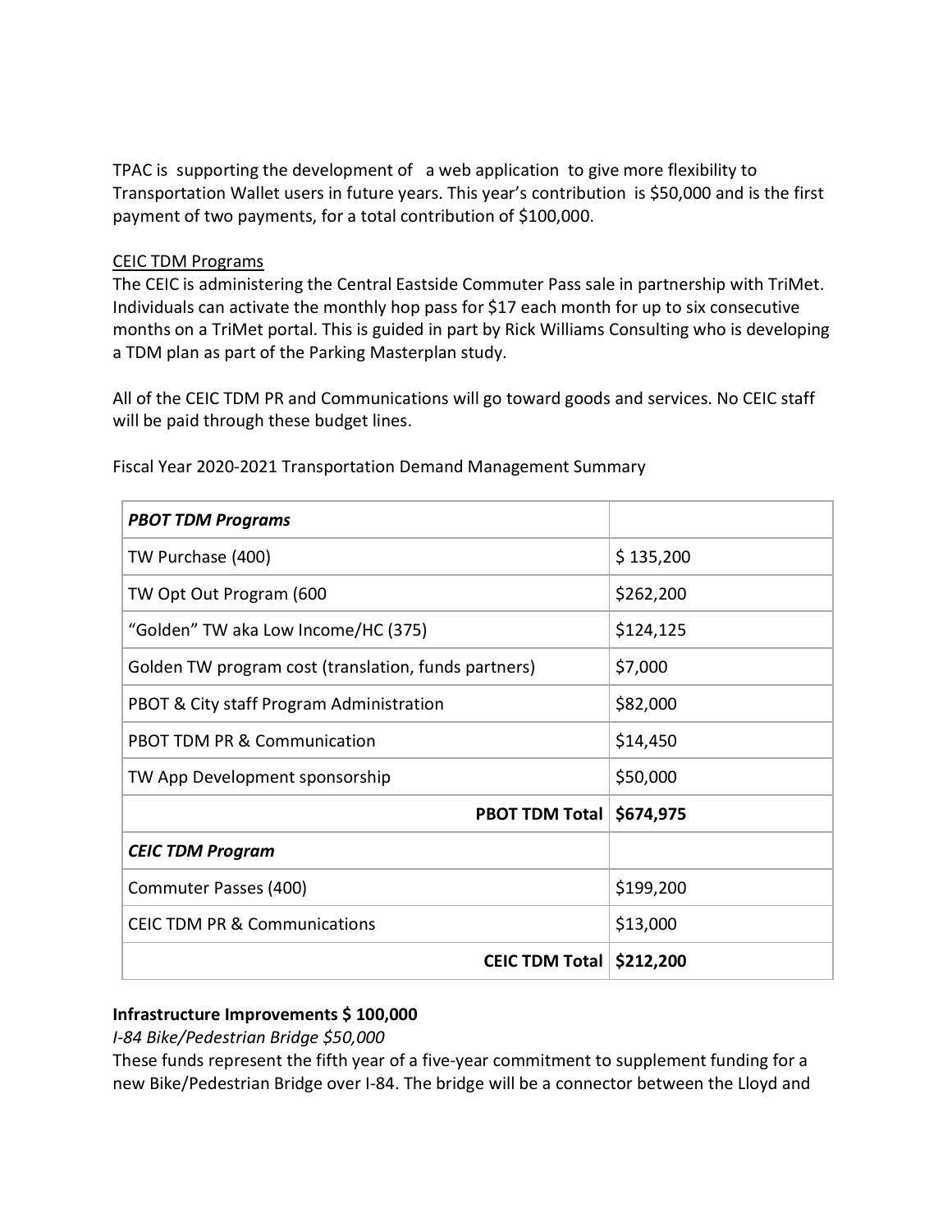TPAC is supporting the development of a web application to give more flexibility to Transportation Wallet users in future years. This year's contribution is $50,000 and is the first payment of two payments, for a total contribution of $100,000.

<u>CEIC TDM Programs</u>

The CEIC is administering the Central Eastside Commuter Pass sale in partnership with TriMet. Individuals can activate the monthly hop pass for $17 each month for up to six consecutive months on a TriMet portal. This is guided in part by Rick Williams Consulting who is developing a TDM plan as part of the Parking Masterplan study.

All of the CEIC TDM PR and Communications will go toward goods and services. No CEIC staff will be paid through these budget lines.

Fiscal Year 2020-2021 Transportation Demand Management Summary

| ***PBOT TDM Programs*** | |
|---|---|
| TW Purchase (400) | $ 135,200 |
| TW Opt Out Program (600 | $262,200 |
| "Golden" TW aka Low Income/HC (375) | $124,125 |
| Golden TW program cost (translation, funds partners) | $7,000 |
| PBOT & City staff Program Administration | $82,000 |
| PBOT TDM PR & Communication | $14,450 |
| TW App Development sponsorship | $50,000 |
| **PBOT TDM Total** | **$674,975** |
| ***CEIC TDM Program*** | |
| Commuter Passes (400) | $199,200 |
| CEIC TDM PR & Communications | $13,000 |
| **CEIC TDM Total** | **$212,200** |

**Infrastructure Improvements $ 100,000**

*I-84 Bike/Pedestrian Bridge $50,000*

These funds represent the fifth year of a five-year commitment to supplement funding for a new Bike/Pedestrian Bridge over I-84. The bridge will be a connector between the Lloyd and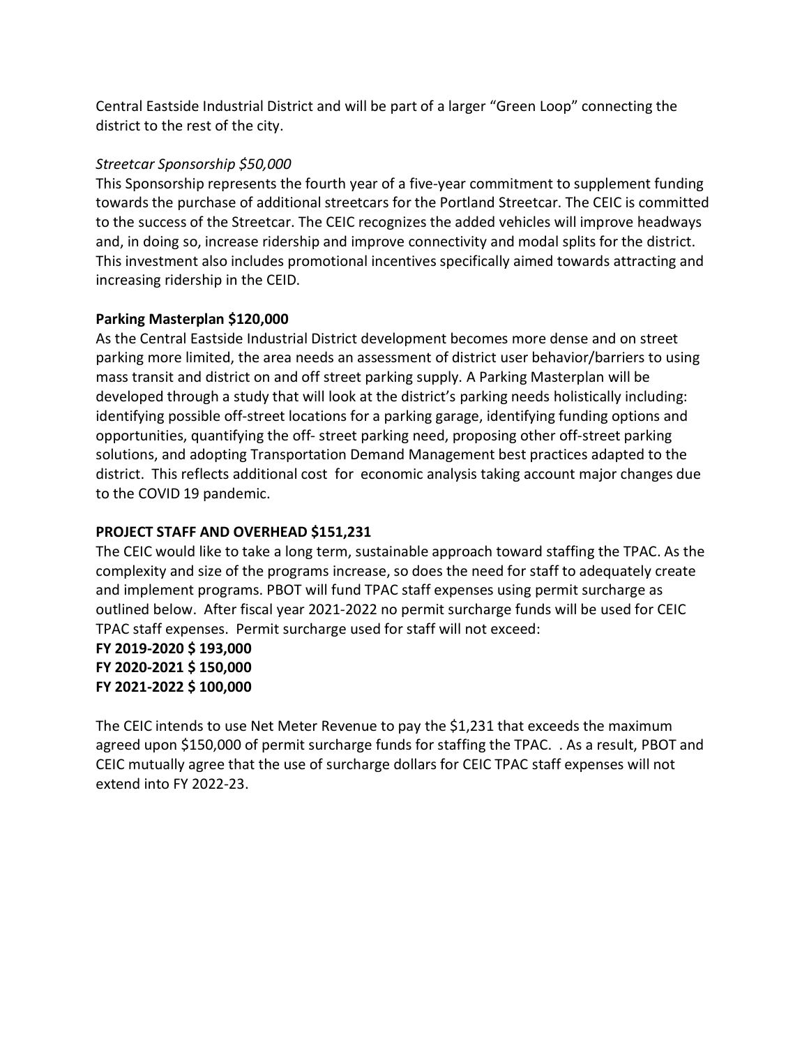Central Eastside Industrial District and will be part of a larger "Green Loop" connecting the district to the rest of the city.

*Streetcar Sponsorship $50,000*

This Sponsorship represents the fourth year of a five-year commitment to supplement funding towards the purchase of additional streetcars for the Portland Streetcar. The CEIC is committed to the success of the Streetcar. The CEIC recognizes the added vehicles will improve headways and, in doing so, increase ridership and improve connectivity and modal splits for the district. This investment also includes promotional incentives specifically aimed towards attracting and increasing ridership in the CEID.

**Parking Masterplan $120,000**

As the Central Eastside Industrial District development becomes more dense and on street parking more limited, the area needs an assessment of district user behavior/barriers to using mass transit and district on and off street parking supply. A Parking Masterplan will be developed through a study that will look at the district's parking needs holistically including: identifying possible off-street locations for a parking garage, identifying funding options and opportunities, quantifying the off- street parking need, proposing other off-street parking solutions, and adopting Transportation Demand Management best practices adapted to the district. This reflects additional cost for economic analysis taking account major changes due to the COVID 19 pandemic.

**PROJECT STAFF AND OVERHEAD $151,231**

The CEIC would like to take a long term, sustainable approach toward staffing the TPAC. As the complexity and size of the programs increase, so does the need for staff to adequately create and implement programs. PBOT will fund TPAC staff expenses using permit surcharge as outlined below. After fiscal year 2021-2022 no permit surcharge funds will be used for CEIC TPAC staff expenses. Permit surcharge used for staff will not exceed:

**FY 2019-2020 $ 193,000**
**FY 2020-2021 $ 150,000**
**FY 2021-2022 $ 100,000**

The CEIC intends to use Net Meter Revenue to pay the $1,231 that exceeds the maximum agreed upon $150,000 of permit surcharge funds for staffing the TPAC. . As a result, PBOT and CEIC mutually agree that the use of surcharge dollars for CEIC TPAC staff expenses will not extend into FY 2022-23.